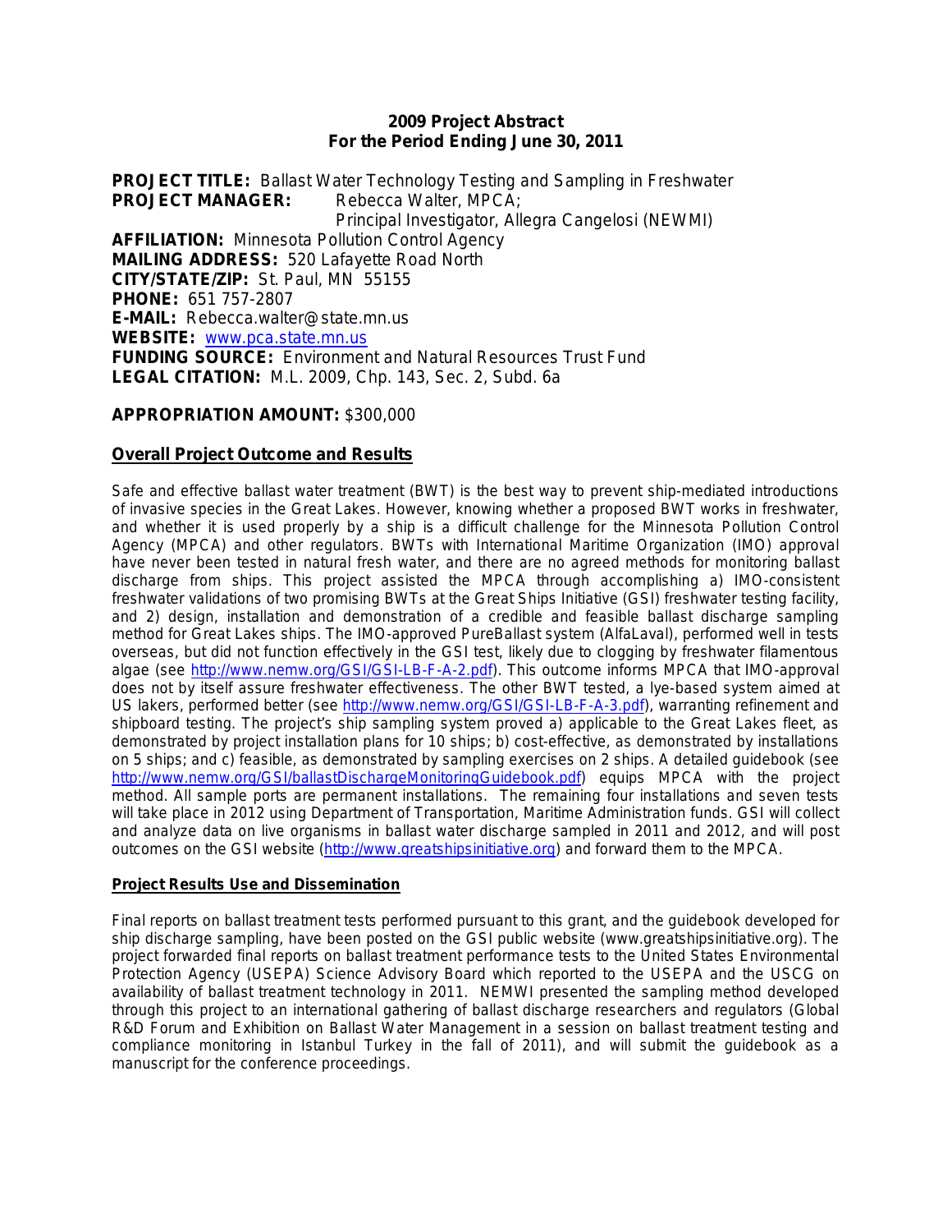**2009 Project Abstract**
**For the Period Ending June 30, 2011**

**PROJECT TITLE:** Ballast Water Technology Testing and Sampling in Freshwater
**PROJECT MANAGER:** Rebecca Walter, MPCA;
Principal Investigator, Allegra Cangelosi (NEWMI)
**AFFILIATION:** Minnesota Pollution Control Agency
**MAILING ADDRESS:** 520 Lafayette Road North
**CITY/STATE/ZIP:** St. Paul, MN 55155
**PHONE:** 651 757-2807
**E-MAIL:** Rebecca.walter@state.mn.us
**WEBSITE:** [www.pca.state.mn.us](www.pca.state.mn.us)
**FUNDING SOURCE:** Environment and Natural Resources Trust Fund
**LEGAL CITATION:** M.L. 2009, Chp. 143, Sec. 2, Subd. 6a

**APPROPRIATION AMOUNT:** $300,000

**Overall Project Outcome and Results**

Safe and effective ballast water treatment (BWT) is the best way to prevent ship-mediated introductions of invasive species in the Great Lakes. However, knowing whether a proposed BWT works in freshwater, and whether it is used properly by a ship is a difficult challenge for the Minnesota Pollution Control Agency (MPCA) and other regulators. BWTs with International Maritime Organization (IMO) approval have never been tested in natural fresh water, and there are no agreed methods for monitoring ballast discharge from ships. This project assisted the MPCA through accomplishing a) IMO-consistent freshwater validations of two promising BWTs at the Great Ships Initiative (GSI) freshwater testing facility, and 2) design, installation and demonstration of a credible and feasible ballast discharge sampling method for Great Lakes ships. The IMO-approved PureBallast system (AlfaLaval), performed well in tests overseas, but did not function effectively in the GSI test, likely due to clogging by freshwater filamentous algae (see [http://www.nemw.org/GSI/GSI-LB-F-A-2.pdf](http://www.nemw.org/GSI/GSI-LB-F-A-2.pdf)). This outcome informs MPCA that IMO-approval does not by itself assure freshwater effectiveness. The other BWT tested, a lye-based system aimed at US lakers, performed better (see [http://www.nemw.org/GSI/GSI-LB-F-A-3.pdf](http://www.nemw.org/GSI/GSI-LB-F-A-3.pdf)), warranting refinement and shipboard testing. The project's ship sampling system proved a) applicable to the Great Lakes fleet, as demonstrated by project installation plans for 10 ships; b) cost-effective, as demonstrated by installations on 5 ships; and c) feasible, as demonstrated by sampling exercises on 2 ships. A detailed guidebook (see [http://www.nemw.org/GSI/ballastDischargeMonitoringGuidebook.pdf](http://www.nemw.org/GSI/ballastDischargeMonitoringGuidebook.pdf)) equips MPCA with the project method. All sample ports are permanent installations. The remaining four installations and seven tests will take place in 2012 using Department of Transportation, Maritime Administration funds. GSI will collect and analyze data on live organisms in ballast water discharge sampled in 2011 and 2012, and will post outcomes on the GSI website ([http://www.greatshipsinitiative.org](http://www.greatshipsinitiative.org)) and forward them to the MPCA.

**Project Results Use and Dissemination**

Final reports on ballast treatment tests performed pursuant to this grant, and the guidebook developed for ship discharge sampling, have been posted on the GSI public website (www.greatshipsinitiative.org). The project forwarded final reports on ballast treatment performance tests to the United States Environmental Protection Agency (USEPA) Science Advisory Board which reported to the USEPA and the USCG on availability of ballast treatment technology in 2011. NEMWI presented the sampling method developed through this project to an international gathering of ballast discharge researchers and regulators (Global R&D Forum and Exhibition on Ballast Water Management in a session on ballast treatment testing and compliance monitoring in Istanbul Turkey in the fall of 2011), and will submit the guidebook as a manuscript for the conference proceedings.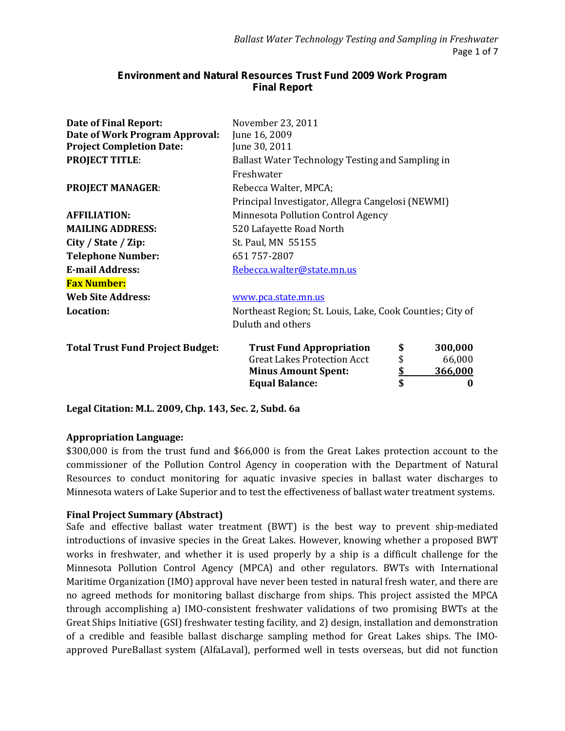**Environment and Natural Resources Trust Fund 2009 Work Program**
**Final Report**

| | |
|---|---|
| **Date of Final Report:** | November 23, 2011 |
| **Date of Work Program Approval:** | June 16, 2009 |
| **Project Completion Date:** | June 30, 2011 |
| **PROJECT TITLE**: | Ballast Water Technology Testing and Sampling in Freshwater |
| **PROJECT MANAGER**: | Rebecca Walter, MPCA; Principal Investigator, Allegra Cangelosi (NEWMI) |
| **AFFILIATION:** | Minnesota Pollution Control Agency |
| **MAILING ADDRESS:** | 520 Lafayette Road North |
| **City / State / Zip:** | St. Paul, MN 55155 |
| **Telephone Number:** | 651 757-2807 |
| **E-mail Address:** | Rebecca.walter@state.mn.us |
| **Fax Number:** | |
| **Web Site Address:** | www.pca.state.mn.us |
| **Location:** | Northeast Region; St. Louis, Lake, Cook Counties; City of Duluth and others |

| **Total Trust Fund Project Budget:** | | | |
|---|---|---|---|
| | **Trust Fund Appropriation** | $ | 300,000 |
| | Great Lakes Protection Acct | $ | 66,000 |
| | **Minus Amount Spent:** | $ | 366,000 |
| | **Equal Balance:** | $ | 0 |

**Legal Citation: M.L. 2009, Chp. 143, Sec. 2, Subd. 6a**

**Appropriation Language:**
$300,000 is from the trust fund and $66,000 is from the Great Lakes protection account to the commissioner of the Pollution Control Agency in cooperation with the Department of Natural Resources to conduct monitoring for aquatic invasive species in ballast water discharges to Minnesota waters of Lake Superior and to test the effectiveness of ballast water treatment systems.

**Final Project Summary (Abstract)**
Safe and effective ballast water treatment (BWT) is the best way to prevent ship-mediated introductions of invasive species in the Great Lakes. However, knowing whether a proposed BWT works in freshwater, and whether it is used properly by a ship is a difficult challenge for the Minnesota Pollution Control Agency (MPCA) and other regulators. BWTs with International Maritime Organization (IMO) approval have never been tested in natural fresh water, and there are no agreed methods for monitoring ballast discharge from ships. This project assisted the MPCA through accomplishing a) IMO-consistent freshwater validations of two promising BWTs at the Great Ships Initiative (GSI) freshwater testing facility, and 2) design, installation and demonstration of a credible and feasible ballast discharge sampling method for Great Lakes ships. The IMO-approved PureBallast system (AlfaLaval), performed well in tests overseas, but did not function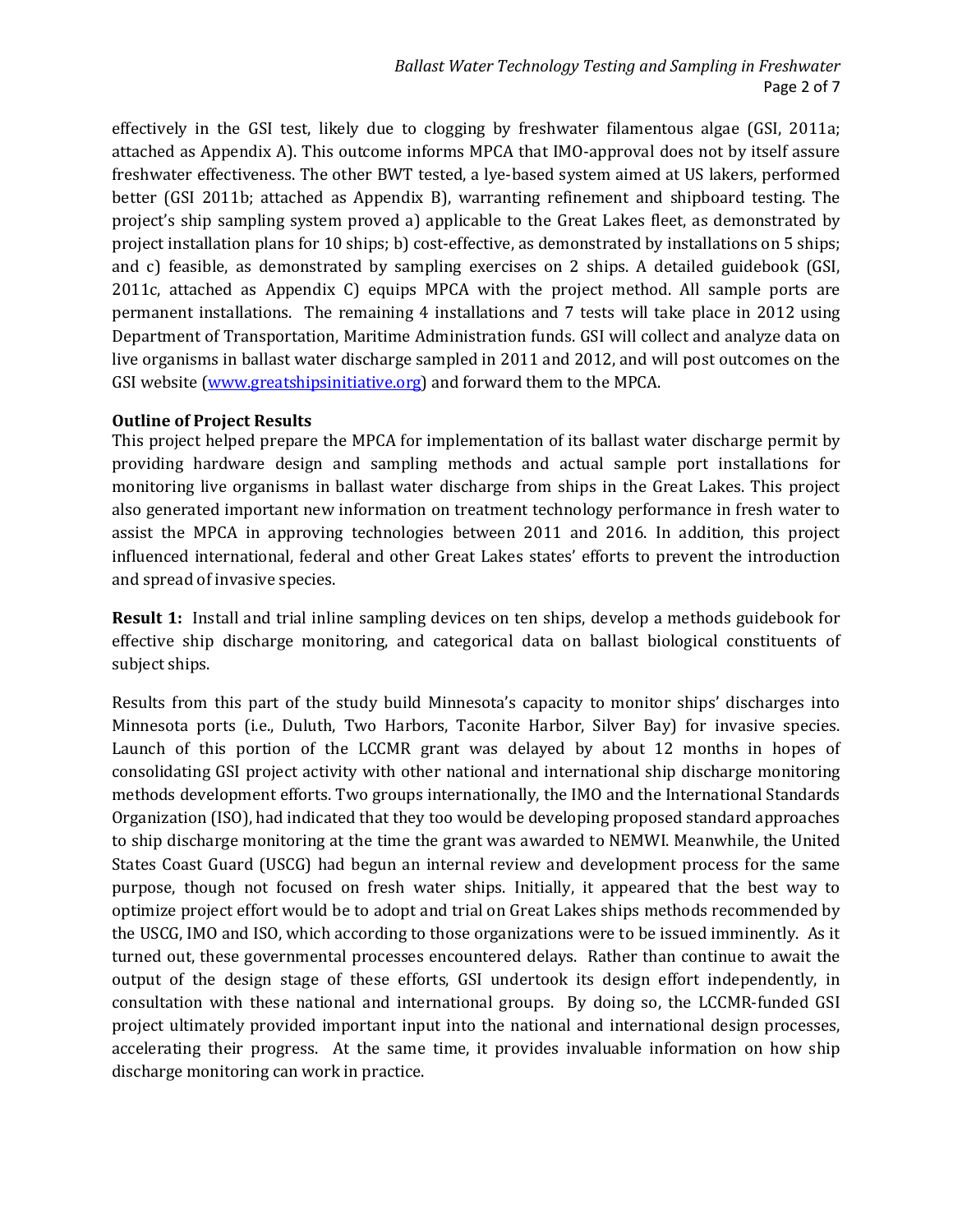effectively in the GSI test, likely due to clogging by freshwater filamentous algae (GSI, 2011a; attached as Appendix A). This outcome informs MPCA that IMO-approval does not by itself assure freshwater effectiveness. The other BWT tested, a lye-based system aimed at US lakers, performed better (GSI 2011b; attached as Appendix B), warranting refinement and shipboard testing. The project's ship sampling system proved a) applicable to the Great Lakes fleet, as demonstrated by project installation plans for 10 ships; b) cost-effective, as demonstrated by installations on 5 ships; and c) feasible, as demonstrated by sampling exercises on 2 ships. A detailed guidebook (GSI, 2011c, attached as Appendix C) equips MPCA with the project method. All sample ports are permanent installations. The remaining 4 installations and 7 tests will take place in 2012 using Department of Transportation, Maritime Administration funds. GSI will collect and analyze data on live organisms in ballast water discharge sampled in 2011 and 2012, and will post outcomes on the GSI website (www.greatshipsinitiative.org) and forward them to the MPCA.

**Outline of Project Results**

This project helped prepare the MPCA for implementation of its ballast water discharge permit by providing hardware design and sampling methods and actual sample port installations for monitoring live organisms in ballast water discharge from ships in the Great Lakes. This project also generated important new information on treatment technology performance in fresh water to assist the MPCA in approving technologies between 2011 and 2016. In addition, this project influenced international, federal and other Great Lakes states' efforts to prevent the introduction and spread of invasive species.

**Result 1:** Install and trial inline sampling devices on ten ships, develop a methods guidebook for effective ship discharge monitoring, and categorical data on ballast biological constituents of subject ships.

Results from this part of the study build Minnesota's capacity to monitor ships' discharges into Minnesota ports (i.e., Duluth, Two Harbors, Taconite Harbor, Silver Bay) for invasive species. Launch of this portion of the LCCMR grant was delayed by about 12 months in hopes of consolidating GSI project activity with other national and international ship discharge monitoring methods development efforts. Two groups internationally, the IMO and the International Standards Organization (ISO), had indicated that they too would be developing proposed standard approaches to ship discharge monitoring at the time the grant was awarded to NEMWI. Meanwhile, the United States Coast Guard (USCG) had begun an internal review and development process for the same purpose, though not focused on fresh water ships. Initially, it appeared that the best way to optimize project effort would be to adopt and trial on Great Lakes ships methods recommended by the USCG, IMO and ISO, which according to those organizations were to be issued imminently. As it turned out, these governmental processes encountered delays. Rather than continue to await the output of the design stage of these efforts, GSI undertook its design effort independently, in consultation with these national and international groups. By doing so, the LCCMR-funded GSI project ultimately provided important input into the national and international design processes, accelerating their progress. At the same time, it provides invaluable information on how ship discharge monitoring can work in practice.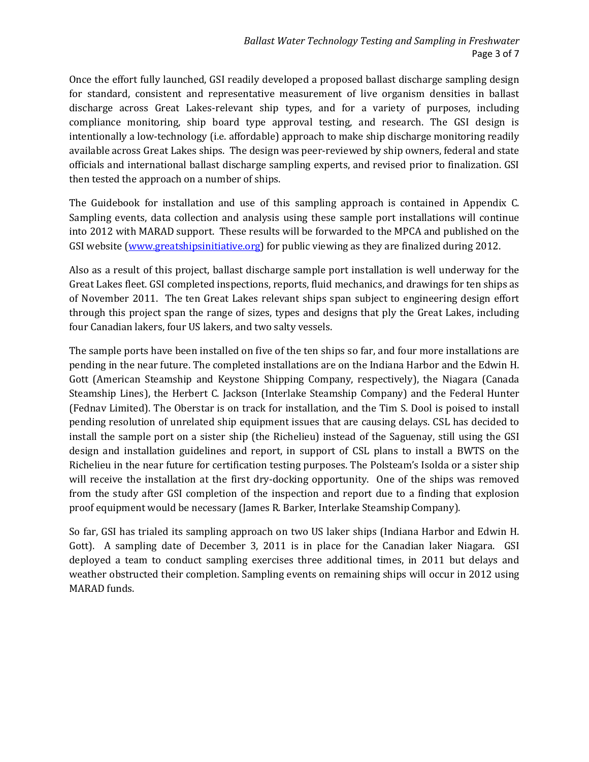Once the effort fully launched, GSI readily developed a proposed ballast discharge sampling design for standard, consistent and representative measurement of live organism densities in ballast discharge across Great Lakes-relevant ship types, and for a variety of purposes, including compliance monitoring, ship board type approval testing, and research. The GSI design is intentionally a low-technology (i.e. affordable) approach to make ship discharge monitoring readily available across Great Lakes ships. The design was peer-reviewed by ship owners, federal and state officials and international ballast discharge sampling experts, and revised prior to finalization. GSI then tested the approach on a number of ships.

The Guidebook for installation and use of this sampling approach is contained in Appendix C. Sampling events, data collection and analysis using these sample port installations will continue into 2012 with MARAD support. These results will be forwarded to the MPCA and published on the GSI website ([www.greatshipsinitiative.org](www.greatshipsinitiative.org)) for public viewing as they are finalized during 2012.

Also as a result of this project, ballast discharge sample port installation is well underway for the Great Lakes fleet. GSI completed inspections, reports, fluid mechanics, and drawings for ten ships as of November 2011. The ten Great Lakes relevant ships span subject to engineering design effort through this project span the range of sizes, types and designs that ply the Great Lakes, including four Canadian lakers, four US lakers, and two salty vessels.

The sample ports have been installed on five of the ten ships so far, and four more installations are pending in the near future. The completed installations are on the Indiana Harbor and the Edwin H. Gott (American Steamship and Keystone Shipping Company, respectively), the Niagara (Canada Steamship Lines), the Herbert C. Jackson (Interlake Steamship Company) and the Federal Hunter (Fednav Limited). The Oberstar is on track for installation, and the Tim S. Dool is poised to install pending resolution of unrelated ship equipment issues that are causing delays. CSL has decided to install the sample port on a sister ship (the Richelieu) instead of the Saguenay, still using the GSI design and installation guidelines and report, in support of CSL plans to install a BWTS on the Richelieu in the near future for certification testing purposes. The Polsteam's Isolda or a sister ship will receive the installation at the first dry-docking opportunity. One of the ships was removed from the study after GSI completion of the inspection and report due to a finding that explosion proof equipment would be necessary (James R. Barker, Interlake Steamship Company).

So far, GSI has trialed its sampling approach on two US laker ships (Indiana Harbor and Edwin H. Gott). A sampling date of December 3, 2011 is in place for the Canadian laker Niagara. GSI deployed a team to conduct sampling exercises three additional times, in 2011 but delays and weather obstructed their completion. Sampling events on remaining ships will occur in 2012 using MARAD funds.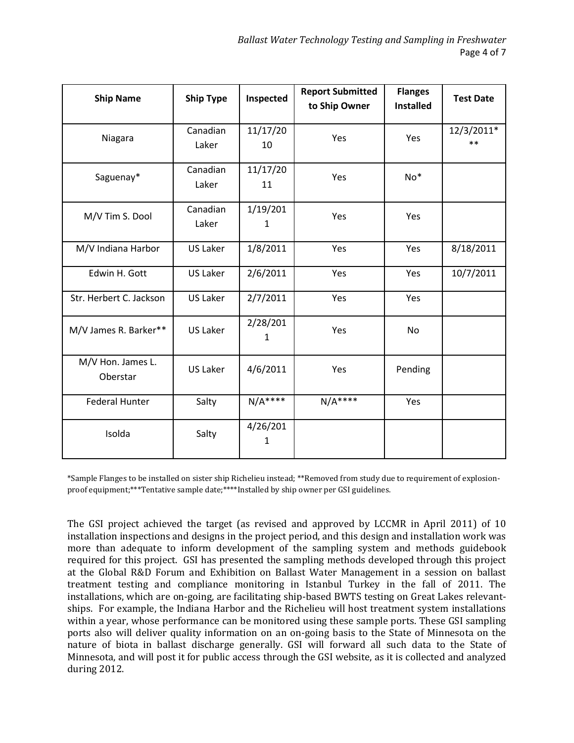| Ship Name | Ship Type | Inspected | Report Submitted to Ship Owner | Flanges Installed | Test Date |
|---|---|---|---|---|---|
| Niagara | Canadian Laker | 11/17/2010 | Yes | Yes | 12/3/2011*** |
| Saguenay* | Canadian Laker | 11/17/2011 | Yes | No* | |
| M/V Tim S. Dool | Canadian Laker | 1/19/2011 | Yes | Yes | |
| M/V Indiana Harbor | US Laker | 1/8/2011 | Yes | Yes | 8/18/2011 |
| Edwin H. Gott | US Laker | 2/6/2011 | Yes | Yes | 10/7/2011 |
| Str. Herbert C. Jackson | US Laker | 2/7/2011 | Yes | Yes | |
| M/V James R. Barker** | US Laker | 2/28/2011 | Yes | No | |
| M/V Hon. James L. Oberstar | US Laker | 4/6/2011 | Yes | Pending | |
| Federal Hunter | Salty | N/A**** | N/A**** | Yes | |
| Isolda | Salty | 4/26/2011 | | | |

*Sample Flanges to be installed on sister ship Richelieu instead; **Removed from study due to requirement of explosion-proof equipment;***Tentative sample date;****Installed by ship owner per GSI guidelines.

The GSI project achieved the target (as revised and approved by LCCMR in April 2011) of 10 installation inspections and designs in the project period, and this design and installation work was more than adequate to inform development of the sampling system and methods guidebook required for this project. GSI has presented the sampling methods developed through this project at the Global R&D Forum and Exhibition on Ballast Water Management in a session on ballast treatment testing and compliance monitoring in Istanbul Turkey in the fall of 2011. The installations, which are on-going, are facilitating ship-based BWTS testing on Great Lakes relevant-ships. For example, the Indiana Harbor and the Richelieu will host treatment system installations within a year, whose performance can be monitored using these sample ports. These GSI sampling ports also will deliver quality information on an on-going basis to the State of Minnesota on the nature of biota in ballast discharge generally. GSI will forward all such data to the State of Minnesota, and will post it for public access through the GSI website, as it is collected and analyzed during 2012.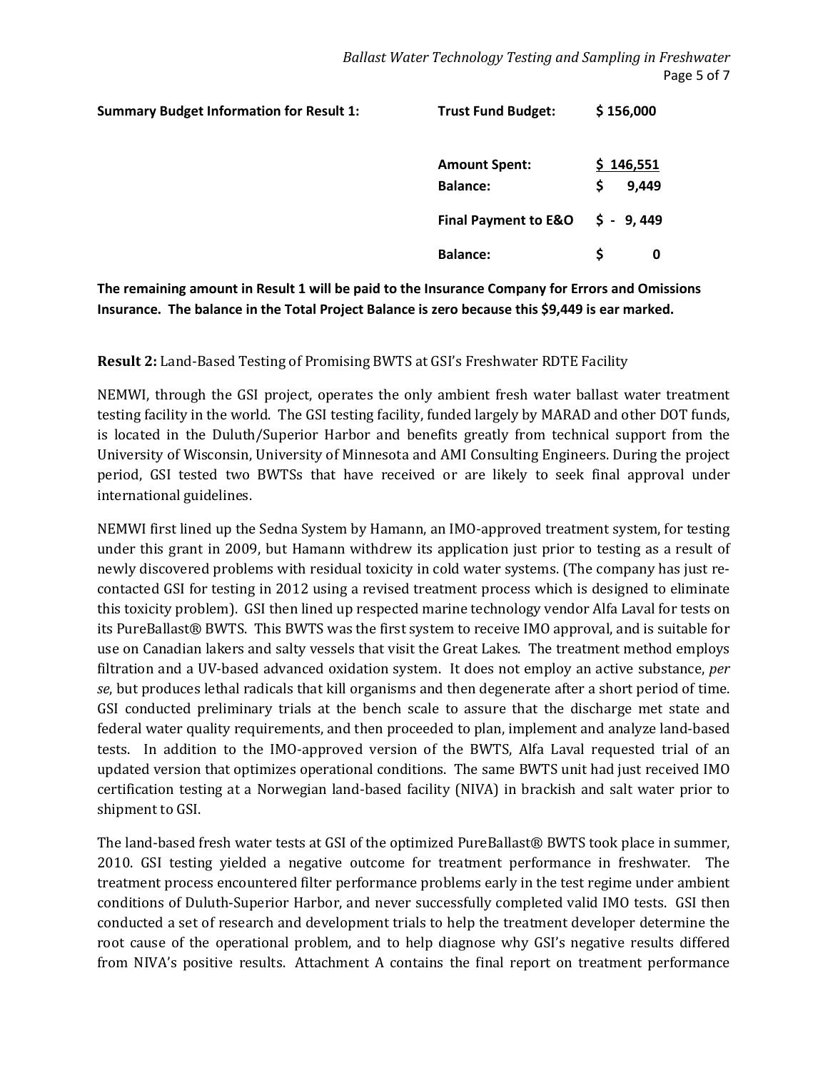| **Summary Budget Information for Result 1:** | **Trust Fund Budget:** | **$ 156,000** |
|---|---|---|
| | **Amount Spent:** | **$ 146,551** |
| | **Balance:** | **$ 9,449** |
| | **Final Payment to E&O** | **$ - 9, 449** |
| | **Balance:** | **$ 0** |

**The remaining amount in Result 1 will be paid to the Insurance Company for Errors and Omissions Insurance. The balance in the Total Project Balance is zero because this $9,449 is ear marked.**

**Result 2:** Land-Based Testing of Promising BWTS at GSI's Freshwater RDTE Facility

NEMWI, through the GSI project, operates the only ambient fresh water ballast water treatment testing facility in the world. The GSI testing facility, funded largely by MARAD and other DOT funds, is located in the Duluth/Superior Harbor and benefits greatly from technical support from the University of Wisconsin, University of Minnesota and AMI Consulting Engineers. During the project period, GSI tested two BWTSs that have received or are likely to seek final approval under international guidelines.

NEMWI first lined up the Sedna System by Hamann, an IMO-approved treatment system, for testing under this grant in 2009, but Hamann withdrew its application just prior to testing as a result of newly discovered problems with residual toxicity in cold water systems. (The company has just re-contacted GSI for testing in 2012 using a revised treatment process which is designed to eliminate this toxicity problem). GSI then lined up respected marine technology vendor Alfa Laval for tests on its PureBallast® BWTS. This BWTS was the first system to receive IMO approval, and is suitable for use on Canadian lakers and salty vessels that visit the Great Lakes. The treatment method employs filtration and a UV-based advanced oxidation system. It does not employ an active substance, *per se*, but produces lethal radicals that kill organisms and then degenerate after a short period of time. GSI conducted preliminary trials at the bench scale to assure that the discharge met state and federal water quality requirements, and then proceeded to plan, implement and analyze land-based tests. In addition to the IMO-approved version of the BWTS, Alfa Laval requested trial of an updated version that optimizes operational conditions. The same BWTS unit had just received IMO certification testing at a Norwegian land-based facility (NIVA) in brackish and salt water prior to shipment to GSI.

The land-based fresh water tests at GSI of the optimized PureBallast® BWTS took place in summer, 2010. GSI testing yielded a negative outcome for treatment performance in freshwater. The treatment process encountered filter performance problems early in the test regime under ambient conditions of Duluth-Superior Harbor, and never successfully completed valid IMO tests. GSI then conducted a set of research and development trials to help the treatment developer determine the root cause of the operational problem, and to help diagnose why GSI's negative results differed from NIVA's positive results. Attachment A contains the final report on treatment performance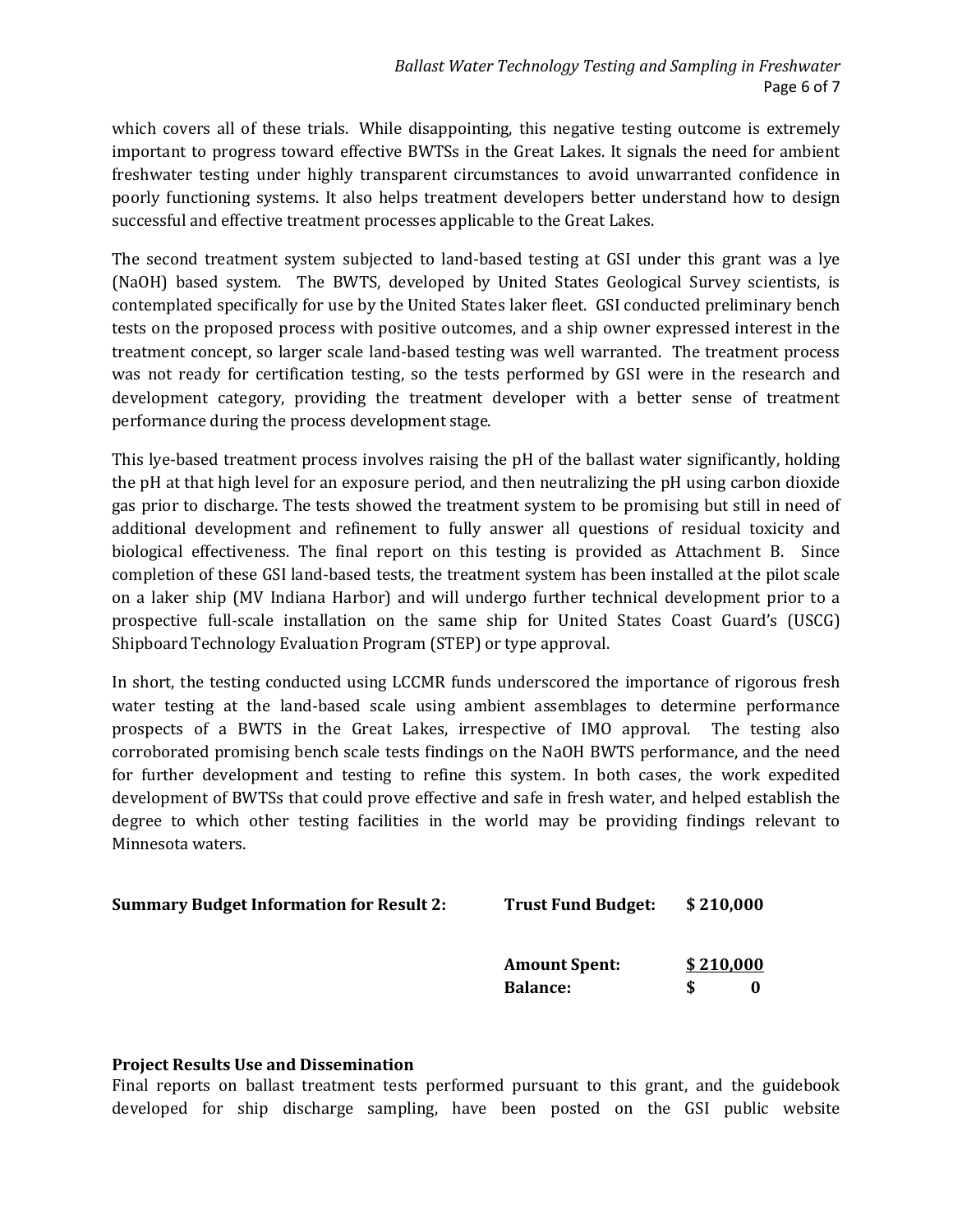which covers all of these trials. While disappointing, this negative testing outcome is extremely important to progress toward effective BWTSs in the Great Lakes. It signals the need for ambient freshwater testing under highly transparent circumstances to avoid unwarranted confidence in poorly functioning systems. It also helps treatment developers better understand how to design successful and effective treatment processes applicable to the Great Lakes.

The second treatment system subjected to land-based testing at GSI under this grant was a lye (NaOH) based system. The BWTS, developed by United States Geological Survey scientists, is contemplated specifically for use by the United States laker fleet. GSI conducted preliminary bench tests on the proposed process with positive outcomes, and a ship owner expressed interest in the treatment concept, so larger scale land-based testing was well warranted. The treatment process was not ready for certification testing, so the tests performed by GSI were in the research and development category, providing the treatment developer with a better sense of treatment performance during the process development stage.

This lye-based treatment process involves raising the pH of the ballast water significantly, holding the pH at that high level for an exposure period, and then neutralizing the pH using carbon dioxide gas prior to discharge. The tests showed the treatment system to be promising but still in need of additional development and refinement to fully answer all questions of residual toxicity and biological effectiveness. The final report on this testing is provided as Attachment B. Since completion of these GSI land-based tests, the treatment system has been installed at the pilot scale on a laker ship (MV Indiana Harbor) and will undergo further technical development prior to a prospective full-scale installation on the same ship for United States Coast Guard's (USCG) Shipboard Technology Evaluation Program (STEP) or type approval.

In short, the testing conducted using LCCMR funds underscored the importance of rigorous fresh water testing at the land-based scale using ambient assemblages to determine performance prospects of a BWTS in the Great Lakes, irrespective of IMO approval. The testing also corroborated promising bench scale tests findings on the NaOH BWTS performance, and the need for further development and testing to refine this system. In both cases, the work expedited development of BWTSs that could prove effective and safe in fresh water, and helped establish the degree to which other testing facilities in the world may be providing findings relevant to Minnesota waters.

| **Summary Budget Information for Result 2:** | **Trust Fund Budget:** | **$ 210,000** |
|---|---|---|
| | **Amount Spent:** | **$ 210,000** |
| | **Balance:** | **$ 0** |

**Project Results Use and Dissemination**

Final reports on ballast treatment tests performed pursuant to this grant, and the guidebook developed for ship discharge sampling, have been posted on the GSI public website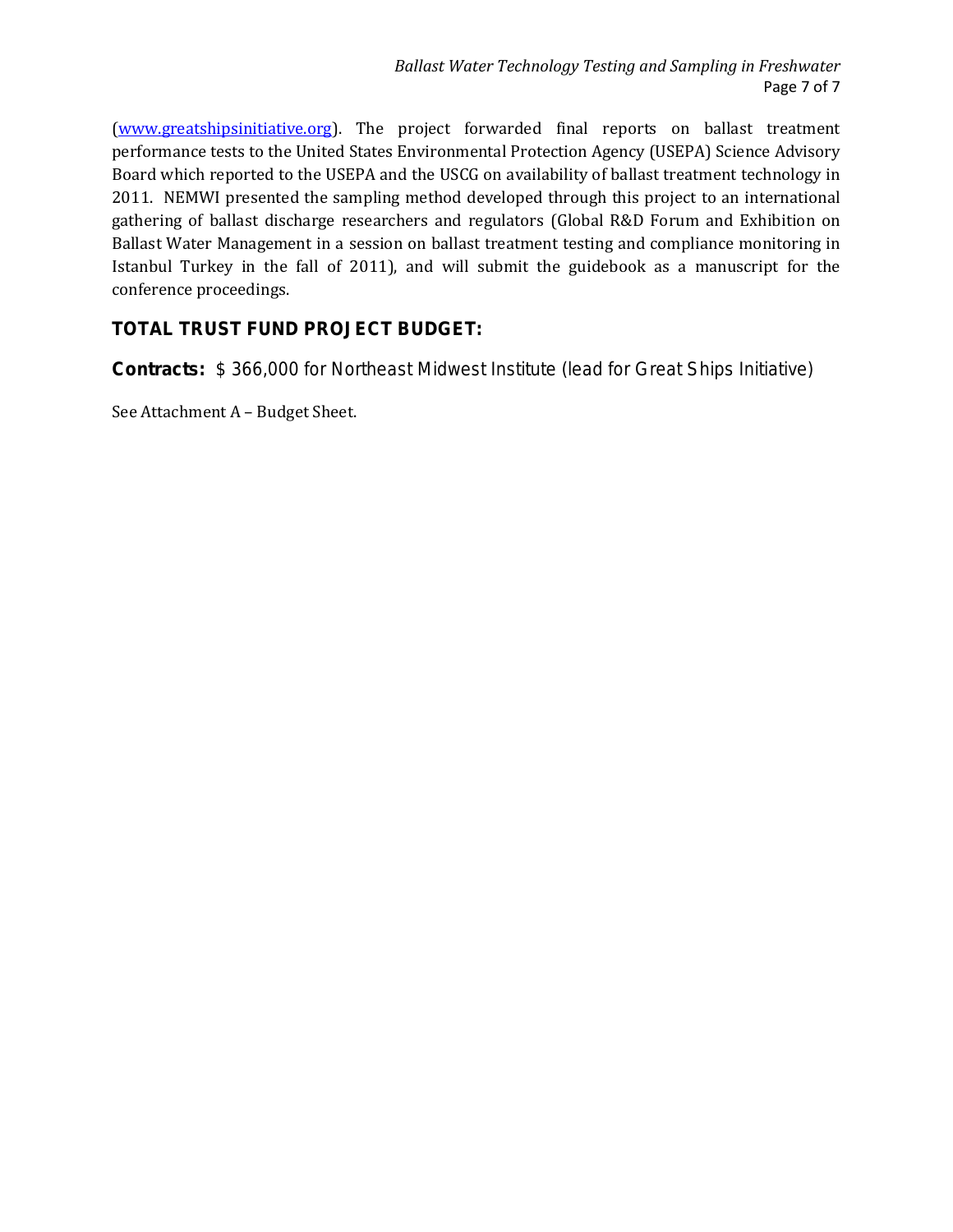(www.greatshipsinitiative.org). The project forwarded final reports on ballast treatment performance tests to the United States Environmental Protection Agency (USEPA) Science Advisory Board which reported to the USEPA and the USCG on availability of ballast treatment technology in 2011. NEMWI presented the sampling method developed through this project to an international gathering of ballast discharge researchers and regulators (Global R&D Forum and Exhibition on Ballast Water Management in a session on ballast treatment testing and compliance monitoring in Istanbul Turkey in the fall of 2011), and will submit the guidebook as a manuscript for the conference proceedings.

## TOTAL TRUST FUND PROJECT BUDGET:

**Contracts:** $ 366,000 for Northeast Midwest Institute (lead for Great Ships Initiative)

See Attachment A – Budget Sheet.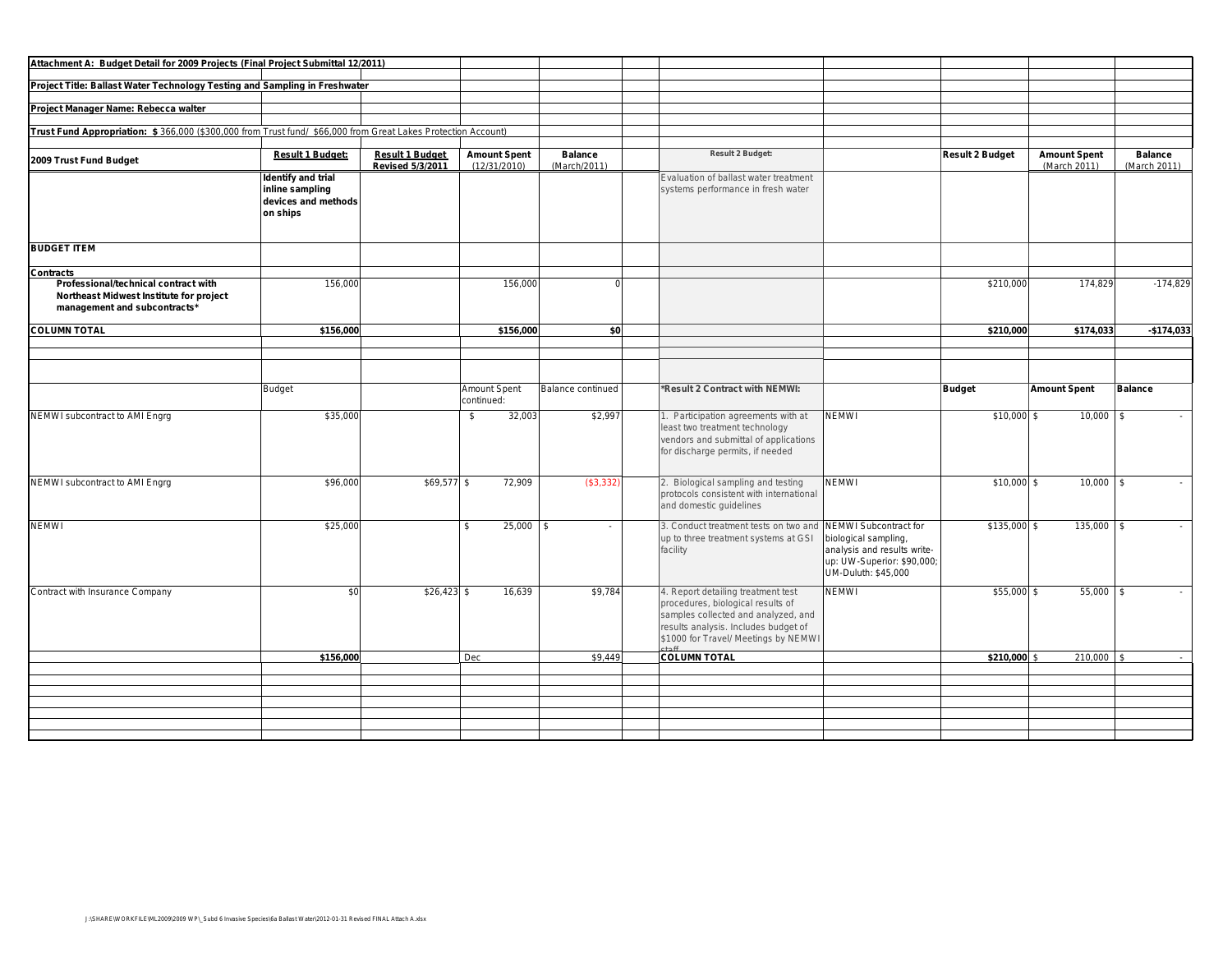**Attachment A: Budget Detail for 2009 Projects (Final Project Submittal 12/2011)**

**Project Title: Ballast Water Technology Testing and Sampling in Freshwater**

**Project Manager Name: Rebecca walter**

**Trust Fund Appropriation: $** 366,000 ($300,000 from Trust fund/ $66,000 from Great Lakes Protection Account)

| 2009 Trust Fund Budget | Result 1 Budget: | Result 1 Budget Revised 5/3/2011 | Amount Spent (12/31/2010) | Balance (March/2011) | | Result 2 Budget: | | Result 2 Budget | Amount Spent (March 2011) | Balance (March 2011) |
|---|---|---|---|---|---|---|---|---|---|---|
| | Identify and trial inline sampling devices and methods on ships | | | | | Evaluation of ballast water treatment systems performance in fresh water | | | | |
| **BUDGET ITEM** | | | | | | | | | | |
| **Contracts** | | | | | | | | | | |
| **Professional/technical contract with Northeast Midwest Institute for project management and subcontracts*** | 156,000 | | 156,000 | 0 | | | | $210,000 | 174,829 | -174,829 |
| **COLUMN TOTAL** | **$156,000** | | **$156,000** | **$0** | | | | **$210,000** | **$174,033** | **-$174,033** |
| | | | | | | | | | | |
| | Budget | | Amount Spent continued: | Balance continued | | ***Result 2 Contract with NEMWI:** | | **Budget** | **Amount Spent** | **Balance** |
| NEMWI subcontract to AMI Engrg | $35,000 | | $ 32,003 | $2,997 | | 1. Participation agreements with at least two treatment technology vendors and submittal of applications for discharge permits, if needed | NEMWI | $10,000 | $ 10,000 | $ - |
| NEMWI subcontract to AMI Engrg | $96,000 | $69,577 | $ 72,909 | ($3,332) | | 2. Biological sampling and testing protocols consistent with international and domestic guidelines | NEMWI | $10,000 | $ 10,000 | $ - |
| NEMWI | $25,000 | | $ 25,000 | $ - | | 3. Conduct treatment tests on two and up to three treatment systems at GSI facility | NEMWI Subcontract for biological sampling, analysis and results write-up: UW-Superior: $90,000; UM-Duluth: $45,000 | $135,000 | $ 135,000 | $ - |
| Contract with Insurance Company | $0 | $26,423 | $ 16,639 | $9,784 | | 4. Report detailing treatment test procedures, biological results of samples collected and analyzed, and results analysis. Includes budget of $1000 for Travel/ Meetings by NEMWI staff | NEMWI | $55,000 | $ 55,000 | $ - |
| | **$156,000** | | Dec | $9,449 | | **COLUMN TOTAL** | | **$210,000** | $ 210,000 | $ - |